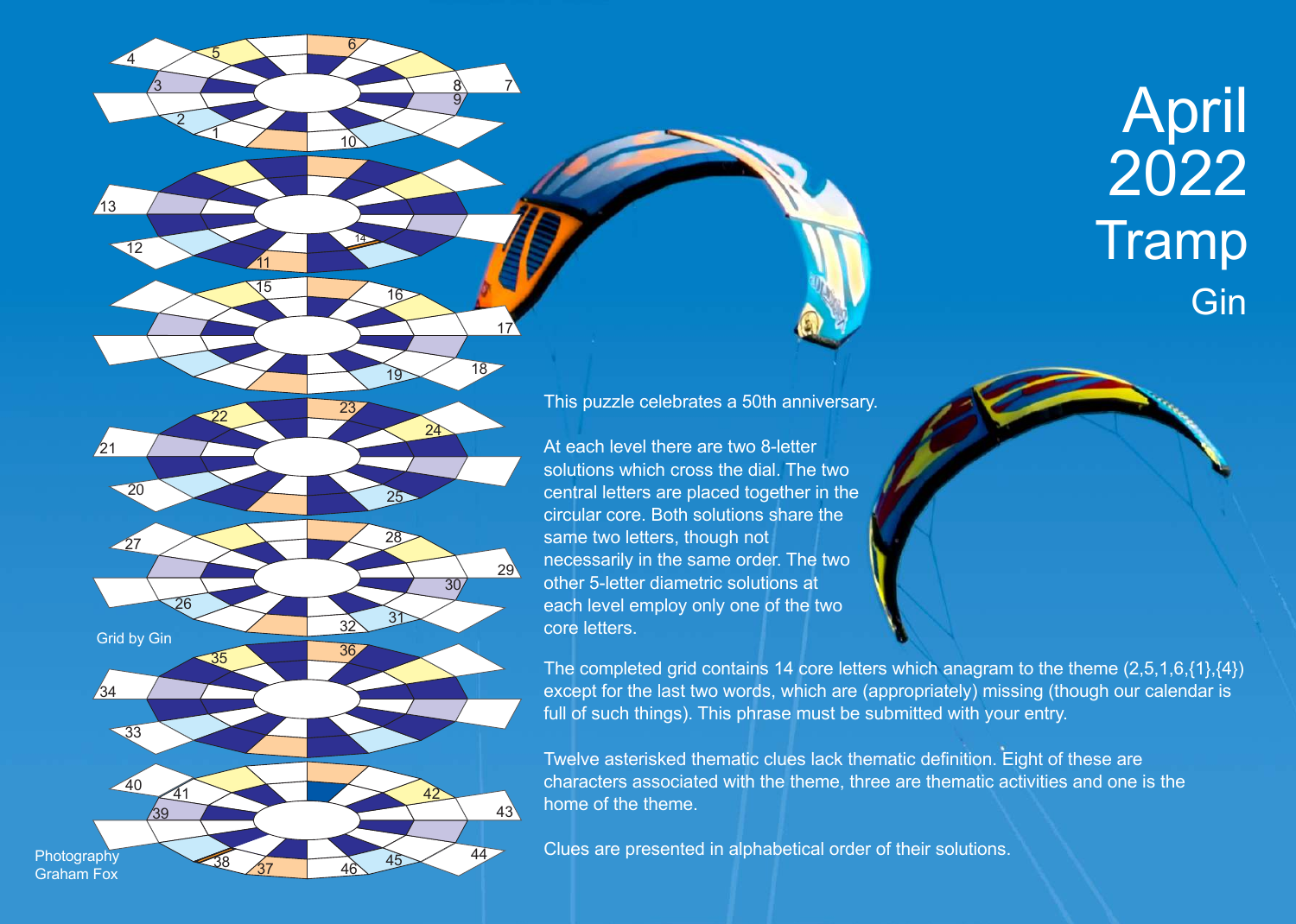# April 2022 Tramp

## Gin

This puzzle celebrates a 50th anniversary.

At each level there are two 8-letter solutions which cross the dial. The two central letters are placed together in the circular core. Both solutions share the same two letters, though not necessarily in the same order. The two other 5-letter diametric solutions at each level employ only one of the two core letters.

The completed grid contains 14 core letters which anagram to the theme (2,5,1,6,{1},{4}) except for the last two words, which are (appropriately) missing (though our calendar is full of such things). This phrase must be submitted with your entry.

Twelve asterisked thematic clues lack thematic definition. Eight of these are characters associated with the theme, three are thematic activities and one is the home of the theme.

Clues are presented in alphabetical order of their solutions.

Grid by Gin

Photography Graham Fox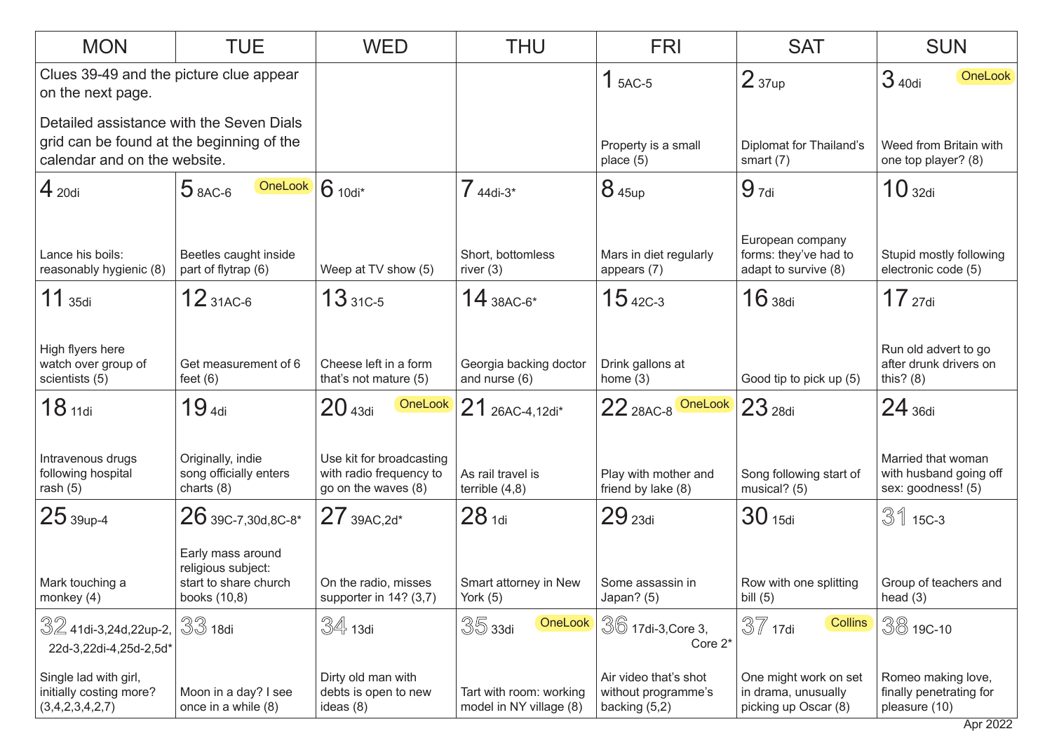| MON | TUE | WED | THU | FRI | SAT | SUN |
|---|---|---|---|---|---|---|
| Clues 39-49 and the picture clue appear on the next page. Detailed assistance with the Seven Dials grid can be found at the beginning of the calendar and on the website. | | | | 1 5AC-5 Property is a small place (5) | 2 37up Diplomat for Thailand's smart (7) | 3 40di OneLook Weed from Britain with one top player? (8) |
| 4 20di Lance his boils: reasonably hygienic (8) | 5 8AC-6 OneLook Beetles caught inside part of flytrap (6) | 6 10di* Weep at TV show (5) | 7 44di-3* Short, bottomless river (3) | 8 45up Mars in diet regularly appears (7) | 9 7di European company forms: they've had to adapt to survive (8) | 10 32di Stupid mostly following electronic code (5) |
| 11 35di High flyers here watch over group of scientists (5) | 12 31AC-6 Get measurement of 6 feet (6) | 13 31C-5 Cheese left in a form that's not mature (5) | 14 38AC-6* Georgia backing doctor and nurse (6) | 15 42C-3 Drink gallons at home (3) | 16 38di Good tip to pick up (5) | 17 27di Run old advert to go after drunk drivers on this? (8) |
| 18 11di Intravenous drugs following hospital rash (5) | 19 4di Originally, indie song officially enters charts (8) | 20 43di OneLook Use kit for broadcasting with radio frequency to go on the waves (8) | 21 26AC-4,12di* As rail travel is terrible (4,8) | 22 28AC-8 OneLook Play with mother and friend by lake (8) | 23 28di Song following start of musical? (5) | 24 36di Married that woman with husband going off sex: goodness! (5) |
| 25 39up-4 Mark touching a monkey (4) | 26 39C-7,30d,8C-8* Early mass around religious subject: start to share church books (10,8) | 27 39AC,2d* On the radio, misses supporter in 14? (3,7) | 28 1di Smart attorney in New York (5) | 29 23di Some assassin in Japan? (5) | 30 15di Row with one splitting bill (5) | 31 15C-3 Group of teachers and head (3) |
| 32 41di-3,24d,22up-2,22d-3,22di-4,25d-2,5d* Single lad with girl, initially costing more? (3,4,2,3,4,2,7) | 33 18di Moon in a day? I see once in a while (8) | 34 13di Dirty old man with debts is open to new ideas (8) | 35 33di OneLook Tart with room: working model in NY village (8) | 36 17di-3,Core 3,Core 2* Air video that's shot without programme's backing (5,2) | 37 17di Collins One might work on set in drama, unusually picking up Oscar (8) | 38 19C-10 Romeo making love, finally penetrating for pleasure (10) |

Apr 2022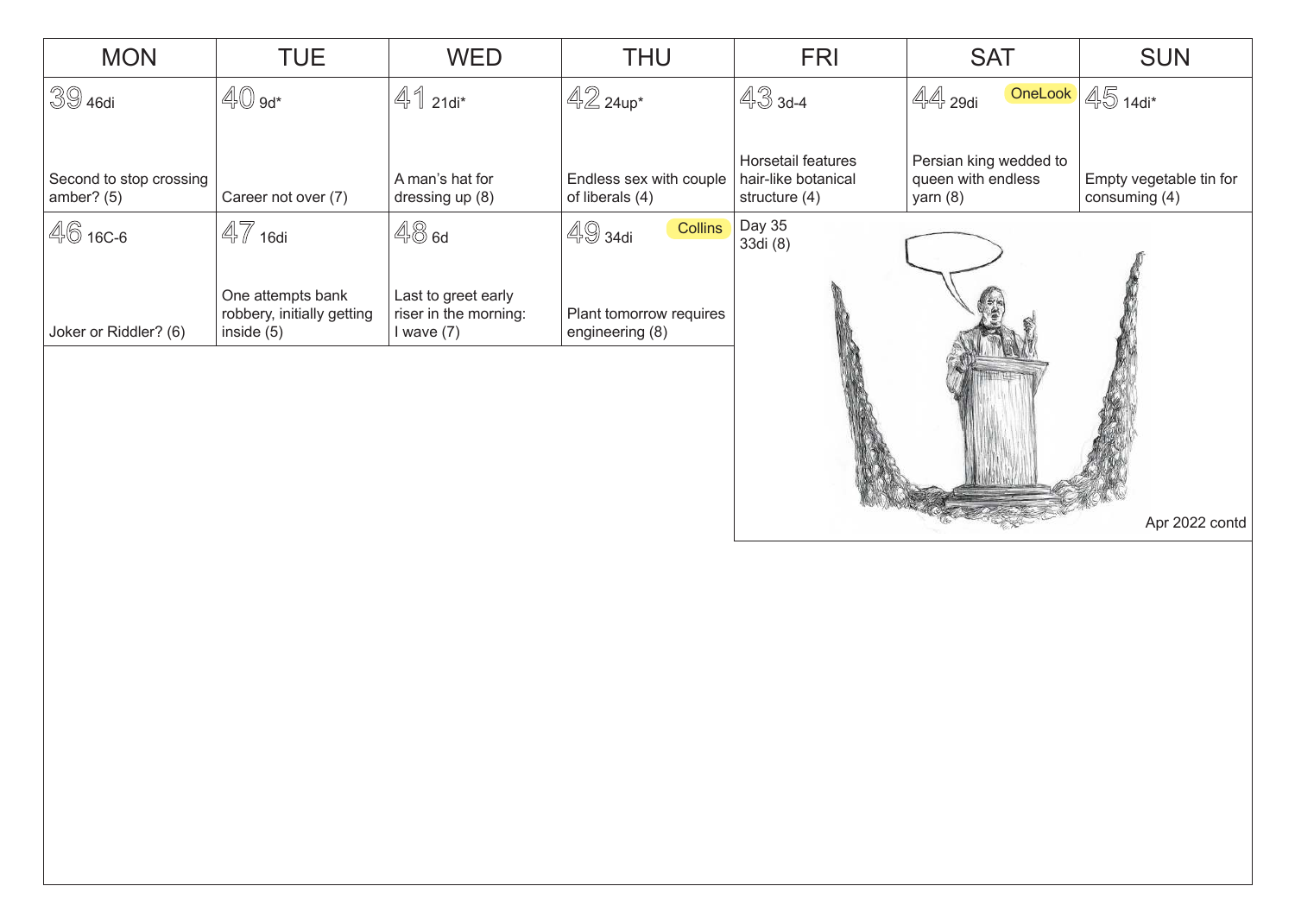| MON | TUE | WED | THU | FRI | SAT | SUN |
|---|---|---|---|---|---|---|
| 39 46di<br><br>Second to stop crossing amber? (5) | 40 9d*<br><br>Career not over (7) | 41 21di*<br><br>A man's hat for dressing up (8) | 42 24up*<br><br>Endless sex with couple of liberals (4) | 43 3d-4<br><br>Horsetail features hair-like botanical structure (4) | 44 29di OneLook<br><br>Persian king wedded to queen with endless yarn (8) | 45 14di*<br><br>Empty vegetable tin for consuming (4) |
| 46 16C-6<br><br>Joker or Riddler? (6) | 47 16di<br><br>One attempts bank robbery, initially getting inside (5) | 48 6d<br><br>Last to greet early riser in the morning: I wave (7) | 49 34di Collins<br><br>Plant tomorrow requires engineering (8) | Day 35<br>33di (8) | | |

Apr 2022 contd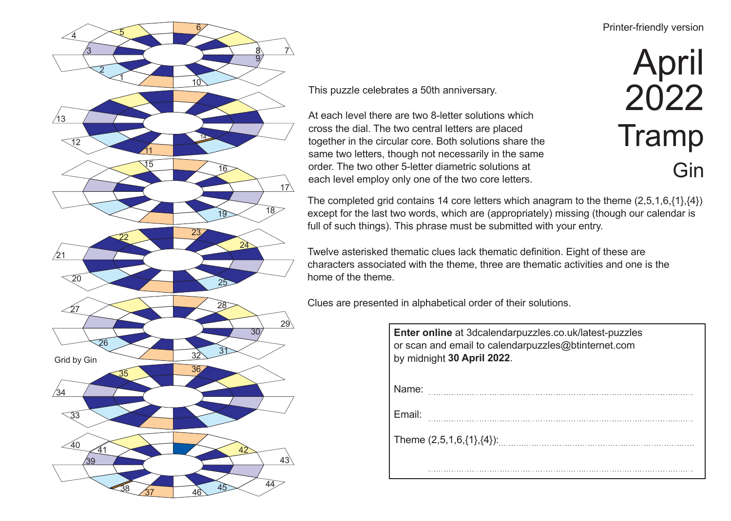Printer-friendly version

# April 2022 Tramp

## Gin

1
2
3
4
5
6
7
8
9
10
11
12
13
14
15
16
17
18
19
20
21
22
23
24
25
26
27
28
29
30
31
32
33
34
35
36
37
38
39
40
41
42
43
44
45
46

Grid by Gin

This puzzle celebrates a 50th anniversary.

At each level there are two 8-letter solutions which cross the dial. The two central letters are placed together in the circular core. Both solutions share the same two letters, though not necessarily in the same order. The two other 5-letter diametric solutions at each level employ only one of the two core letters.

The completed grid contains 14 core letters which anagram to the theme (2,5,1,6,{1},{4}) except for the last two words, which are (appropriately) missing (though our calendar is full of such things). This phrase must be submitted with your entry.

Twelve asterisked thematic clues lack thematic definition. Eight of these are characters associated with the theme, three are thematic activities and one is the home of the theme.

Clues are presented in alphabetical order of their solutions.

**Enter online** at 3dcalendarpuzzles.co.uk/latest-puzzles
or scan and email to calendarpuzzles@btinternet.com
by midnight **30 April 2022**.

Name: ..............................................................................................

Email: ..............................................................................................

Theme (2,5,1,6,{1},{4}): ..............................................................................................

..............................................................................................